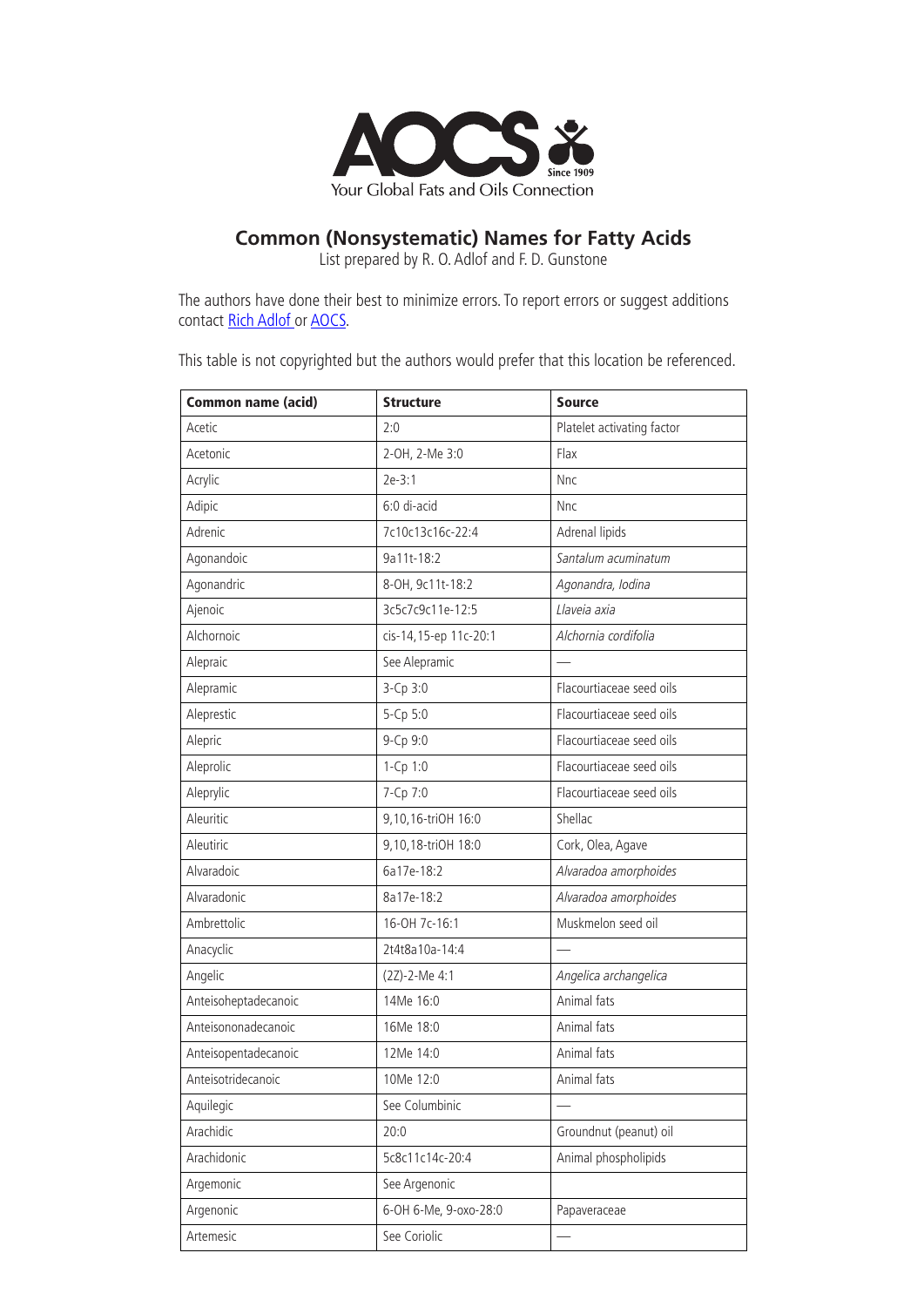AOCS Since 1909
Your Global Fats and Oils Connection

# Common (Nonsystematic) Names for Fatty Acids

List prepared by R. O. Adlof and F. D. Gunstone

The authors have done their best to minimize errors. To report errors or suggest additions contact [Rich Adlof](#) or [AOCS](#).

This table is not copyrighted but the authors would prefer that this location be referenced.

| Common name (acid) | Structure | Source |
|---|---|---|
| Acetic | 2:0 | Platelet activating factor |
| Acetonic | 2-OH, 2-Me 3:0 | Flax |
| Acrylic | 2e-3:1 | Nnc |
| Adipic | 6:0 di-acid | Nnc |
| Adrenic | 7c10c13c16c-22:4 | Adrenal lipids |
| Agonandoic | 9a11t-18:2 | *Santalum acuminatum* |
| Agonandric | 8-OH, 9c11t-18:2 | *Agonandra, Iodina* |
| Ajenoic | 3c5c7c9c11e-12:5 | *Llaveia axia* |
| Alchornoic | cis-14,15-ep 11c-20:1 | *Alchornia cordifolia* |
| Alepraic | See Alepramic | — |
| Alepramic | 3-Cp 3:0 | Flacourtiaceae seed oils |
| Aleprestic | 5-Cp 5:0 | Flacourtiaceae seed oils |
| Alepric | 9-Cp 9:0 | Flacourtiaceae seed oils |
| Aleprolic | 1-Cp 1:0 | Flacourtiaceae seed oils |
| Aleprylic | 7-Cp 7:0 | Flacourtiaceae seed oils |
| Aleuritic | 9,10,16-triOH 16:0 | Shellac |
| Aleutiric | 9,10,18-triOH 18:0 | Cork, Olea, Agave |
| Alvaradoic | 6a17e-18:2 | *Alvaradoa amorphoides* |
| Alvaradonic | 8a17e-18:2 | *Alvaradoa amorphoides* |
| Ambrettolic | 16-OH 7c-16:1 | Muskmelon seed oil |
| Anacyclic | 2t4t8a10a-14:4 | — |
| Angelic | (2Z)-2-Me 4:1 | *Angelica archangelica* |
| Anteisoheptadecanoic | 14Me 16:0 | Animal fats |
| Anteisononadecanoic | 16Me 18:0 | Animal fats |
| Anteisopentadecanoic | 12Me 14:0 | Animal fats |
| Anteisotridecanoic | 10Me 12:0 | Animal fats |
| Aquilegic | See Columbinic | — |
| Arachidic | 20:0 | Groundnut (peanut) oil |
| Arachidonic | 5c8c11c14c-20:4 | Animal phospholipids |
| Argemonic | See Argenonic | |
| Argenonic | 6-OH 6-Me, 9-oxo-28:0 | Papaveraceae |
| Artemesic | See Coriolic | — |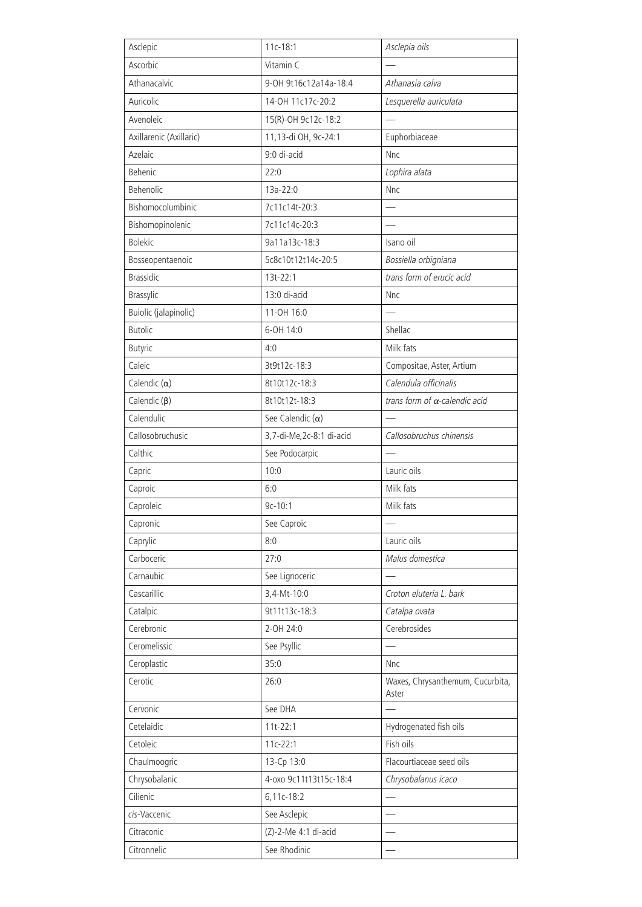| Asclepic | 11c-18:1 | *Asclepia oils* |
|---|---|---|
| Ascorbic | Vitamin C | — |
| Athanacalvic | 9-OH 9t16c12a14a-18:4 | *Athanasia calva* |
| Auricolic | 14-OH 11c17c-20:2 | *Lesquerella auriculata* |
| Avenoleic | 15(R)-OH 9c12c-18:2 | — |
| Axillarenic (Axillaric) | 11,13-di OH, 9c-24:1 | Euphorbiaceae |
| Azelaic | 9:0 di-acid | Nnc |
| Behenic | 22:0 | *Lophira alata* |
| Behenolic | 13a-22:0 | Nnc |
| Bishomocolumbinic | 7c11c14t-20:3 | — |
| Bishomopinolenic | 7c11c14c-20:3 | — |
| Bolekic | 9a11a13c-18:3 | Isano oil |
| Bosseopentaenoic | 5c8c10t12t14c-20:5 | *Bossiella orbigniana* |
| Brassidic | 13t-22:1 | *trans form of erucic acid* |
| Brassylic | 13:0 di-acid | Nnc |
| Buiolic (jalapinolic) | 11-OH 16:0 | — |
| Butolic | 6-OH 14:0 | Shellac |
| Butyric | 4:0 | Milk fats |
| Caleic | 3t9t12c-18:3 | Compositae, Aster, Artium |
| Calendic (α) | 8t10t12c-18:3 | *Calendula officinalis* |
| Calendic (β) | 8t10t12t-18:3 | *trans form of α-calendic acid* |
| Calendulic | See Calendic (α) | — |
| Callosobruchusic | 3,7-di-Me,2c-8:1 di-acid | *Callosobruchus chinensis* |
| Calthic | See Podocarpic | — |
| Capric | 10:0 | Lauric oils |
| Caproic | 6:0 | Milk fats |
| Caproleic | 9c-10:1 | Milk fats |
| Capronic | See Caproic | — |
| Caprylic | 8:0 | Lauric oils |
| Carboceric | 27:0 | *Malus domestica* |
| Carnaubic | See Lignoceric | — |
| Cascarillic | 3,4-Mt-10:0 | *Croton eluteria L. bark* |
| Catalpic | 9t11t13c-18:3 | *Catalpa ovata* |
| Cerebronic | 2-OH 24:0 | Cerebrosides |
| Ceromelissic | See Psyllic | — |
| Ceroplastic | 35:0 | Nnc |
| Cerotic | 26:0 | Waxes, Chrysanthemum, Cucurbita, Aster |
| Cervonic | See DHA | — |
| Cetelaidic | 11t-22:1 | Hydrogenated fish oils |
| Cetoleic | 11c-22:1 | Fish oils |
| Chaulmoogric | 13-Cp 13:0 | Flacourtiaceae seed oils |
| Chrysobalanic | 4-oxo 9c11t13t15c-18:4 | *Chrysobalanus icaco* |
| Cilienic | 6,11c-18:2 | — |
| *cis*-Vaccenic | See Asclepic | — |
| Citraconic | (Z)-2-Me 4:1 di-acid | — |
| Citronnelic | See Rhodinic | — |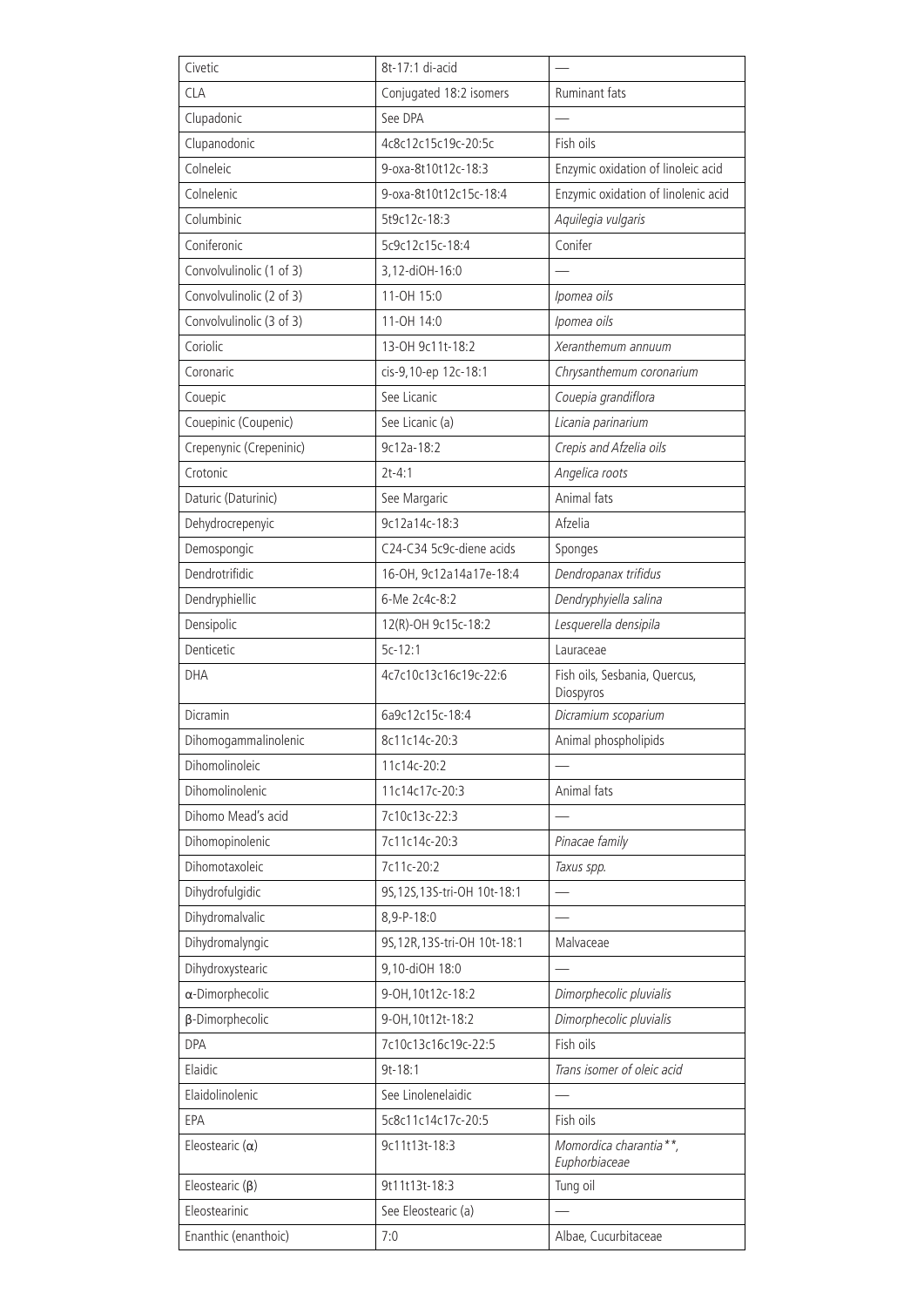| Civetic | 8t-17:1 di-acid | — |
|---|---|---|
| CLA | Conjugated 18:2 isomers | Ruminant fats |
| Clupadonic | See DPA | — |
| Clupanodonic | 4c8c12c15c19c-20:5c | Fish oils |
| Colneleic | 9-oxa-8t10t12c-18:3 | Enzymic oxidation of linoleic acid |
| Colnelenic | 9-oxa-8t10t12c15c-18:4 | Enzymic oxidation of linolenic acid |
| Columbinic | 5t9c12c-18:3 | *Aquilegia vulgaris* |
| Coniferonic | 5c9c12c15c-18:4 | Conifer |
| Convolvulinolic (1 of 3) | 3,12-diOH-16:0 | — |
| Convolvulinolic (2 of 3) | 11-OH 15:0 | *Ipomea oils* |
| Convolvulinolic (3 of 3) | 11-OH 14:0 | *Ipomea oils* |
| Coriolic | 13-OH 9c11t-18:2 | *Xeranthemum annuum* |
| Coronaric | cis-9,10-ep 12c-18:1 | *Chrysanthemum coronarium* |
| Couepic | See Licanic | *Couepia grandiflora* |
| Couepinic (Coupenic) | See Licanic (a) | *Licania parinarium* |
| Crepenynic (Crepeninic) | 9c12a-18:2 | *Crepis and Afzelia oils* |
| Crotonic | 2t-4:1 | *Angelica roots* |
| Daturic (Daturinic) | See Margaric | Animal fats |
| Dehydrocrepenyic | 9c12a14c-18:3 | Afzelia |
| Demospongic | C24-C34 5c9c-diene acids | Sponges |
| Dendrotrifidic | 16-OH, 9c12a14a17e-18:4 | *Dendropanax trifidus* |
| Dendryphiellic | 6-Me 2c4c-8:2 | *Dendryphyiella salina* |
| Densipolic | 12(R)-OH 9c15c-18:2 | *Lesquerella densipila* |
| Denticetic | 5c-12:1 | Lauraceae |
| DHA | 4c7c10c13c16c19c-22:6 | Fish oils, Sesbania, Quercus, Diospyros |
| Dicramin | 6a9c12c15c-18:4 | *Dicramium scoparium* |
| Dihomogammalinolenic | 8c11c14c-20:3 | Animal phospholipids |
| Dihomolinoleic | 11c14c-20:2 | — |
| Dihomolinolenic | 11c14c17c-20:3 | Animal fats |
| Dihomo Mead's acid | 7c10c13c-22:3 | — |
| Dihomopinolenic | 7c11c14c-20:3 | *Pinacae family* |
| Dihomotaxoleic | 7c11c-20:2 | *Taxus spp.* |
| Dihydrofulgidic | 9S,12S,13S-tri-OH 10t-18:1 | — |
| Dihydromalvalic | 8,9-P-18:0 | — |
| Dihydromalyngic | 9S,12R,13S-tri-OH 10t-18:1 | Malvaceae |
| Dihydroxystearic | 9,10-diOH 18:0 | — |
| α-Dimorphecolic | 9-OH,10t12c-18:2 | *Dimorphecolic pluvialis* |
| β-Dimorphecolic | 9-OH,10t12t-18:2 | *Dimorphecolic pluvialis* |
| DPA | 7c10c13c16c19c-22:5 | Fish oils |
| Elaidic | 9t-18:1 | *Trans isomer of oleic acid* |
| Elaidolinolenic | See Linolenelaidic | — |
| EPA | 5c8c11c14c17c-20:5 | Fish oils |
| Eleostearic (α) | 9c11t13t-18:3 | *Momordica charantia***, *Euphorbiaceae* |
| Eleostearic (β) | 9t11t13t-18:3 | Tung oil |
| Eleostearinic | See Eleostearic (a) | — |
| Enanthic (enanthoic) | 7:0 | Albae, Cucurbitaceae |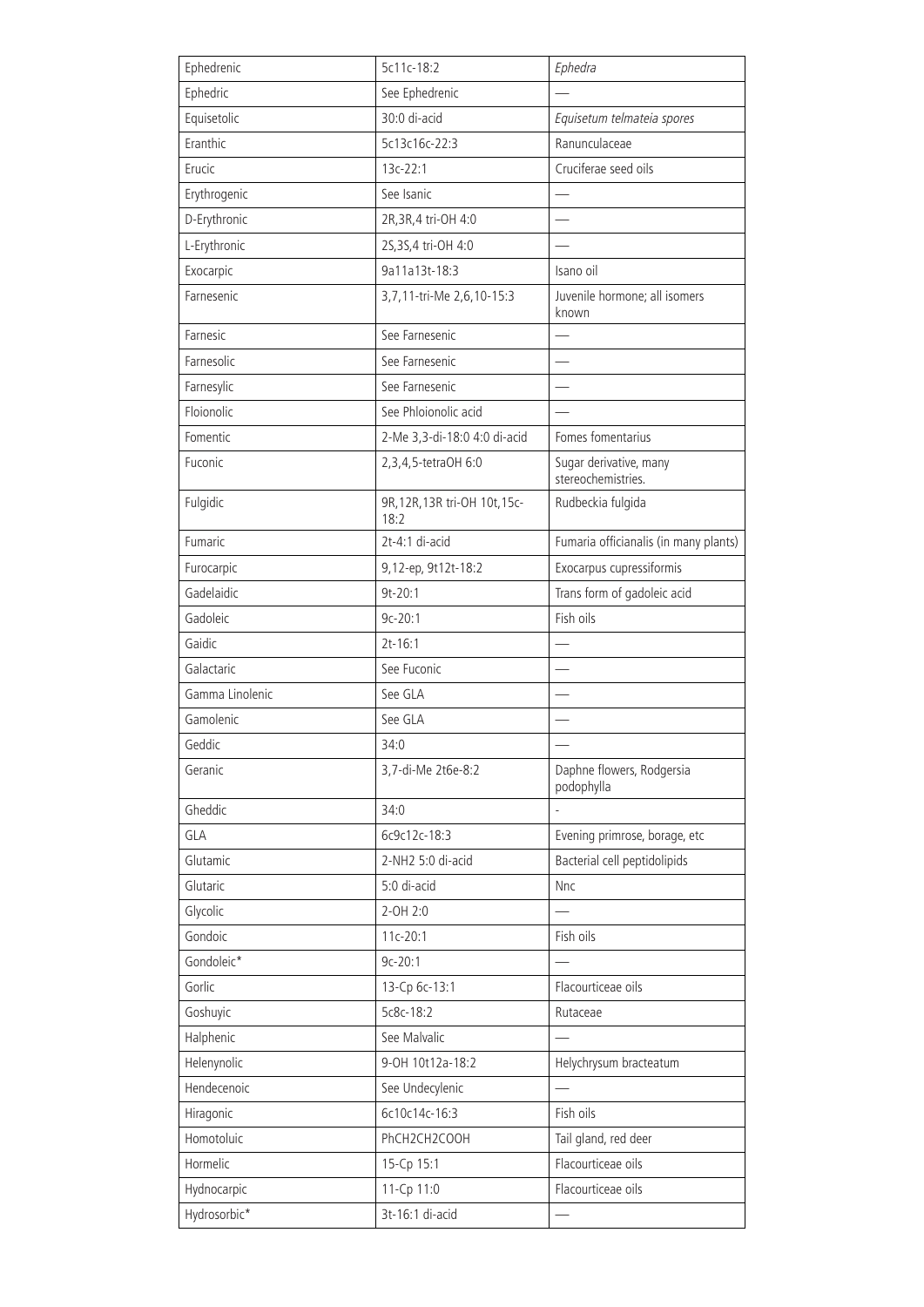| Ephedrenic | 5c11c-18:2 | *Ephedra* |
|---|---|---|
| Ephedric | See Ephedrenic | — |
| Equisetolic | 30:0 di-acid | *Equisetum telmateia spores* |
| Eranthic | 5c13c16c-22:3 | Ranunculaceae |
| Erucic | 13c-22:1 | Cruciferae seed oils |
| Erythrogenic | See Isanic | — |
| D-Erythronic | 2R,3R,4 tri-OH 4:0 | — |
| L-Erythronic | 2S,3S,4 tri-OH 4:0 | — |
| Exocarpic | 9a11a13t-18:3 | Isano oil |
| Farnesenic | 3,7,11-tri-Me 2,6,10-15:3 | Juvenile hormone; all isomers known |
| Farnesic | See Farnesenic | — |
| Farnesolic | See Farnesenic | — |
| Farnesylic | See Farnesenic | — |
| Floionolic | See Phloionolic acid | — |
| Fomentic | 2-Me 3,3-di-18:0 4:0 di-acid | Fomes fomentarius |
| Fuconic | 2,3,4,5-tetraOH 6:0 | Sugar derivative, many stereochemistries. |
| Fulgidic | 9R,12R,13R tri-OH 10t,15c-18:2 | Rudbeckia fulgida |
| Fumaric | 2t-4:1 di-acid | Fumaria officianalis (in many plants) |
| Furocarpic | 9,12-ep, 9t12t-18:2 | Exocarpus cupressiformis |
| Gadelaidic | 9t-20:1 | Trans form of gadoleic acid |
| Gadoleic | 9c-20:1 | Fish oils |
| Gaidic | 2t-16:1 | — |
| Galactaric | See Fuconic | — |
| Gamma Linolenic | See GLA | — |
| Gamolenic | See GLA | — |
| Geddic | 34:0 | — |
| Geranic | 3,7-di-Me 2t6e-8:2 | Daphne flowers, Rodgersia podophylla |
| Gheddic | 34:0 | - |
| GLA | 6c9c12c-18:3 | Evening primrose, borage, etc |
| Glutamic | 2-NH2 5:0 di-acid | Bacterial cell peptidolipids |
| Glutaric | 5:0 di-acid | Nnc |
| Glycolic | 2-OH 2:0 | — |
| Gondoic | 11c-20:1 | Fish oils |
| Gondoleic* | 9c-20:1 | — |
| Gorlic | 13-Cp 6c-13:1 | Flacourticeae oils |
| Goshuyic | 5c8c-18:2 | Rutaceae |
| Halphenic | See Malvalic | — |
| Helenynolic | 9-OH 10t12a-18:2 | Helychrysum bracteatum |
| Hendecenoic | See Undecylenic | — |
| Hiragonic | 6c10c14c-16:3 | Fish oils |
| Homotoluic | PhCH2CH2COOH | Tail gland, red deer |
| Hormelic | 15-Cp 15:1 | Flacourticeae oils |
| Hydnocarpic | 11-Cp 11:0 | Flacourticeae oils |
| Hydrosorbic* | 3t-16:1 di-acid | — |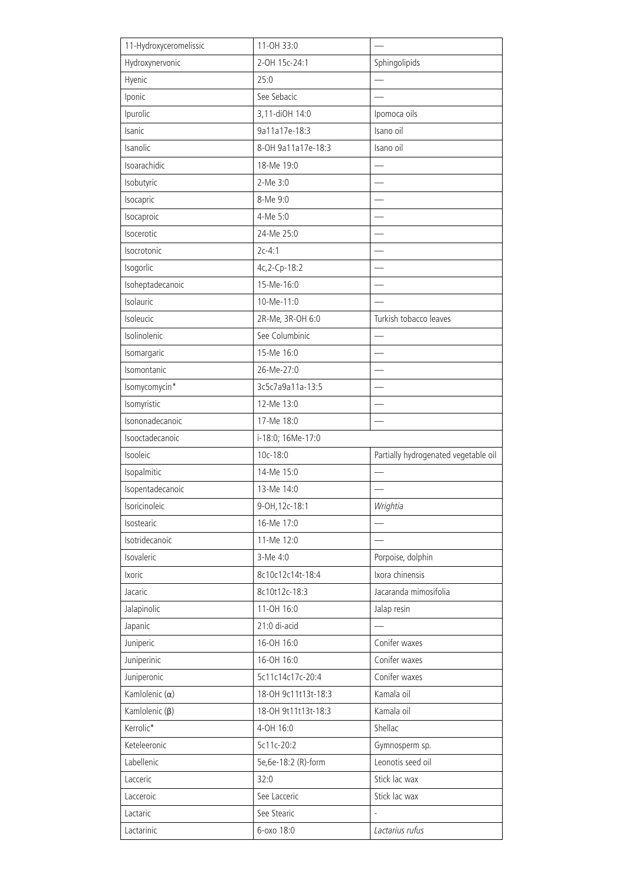| | | |
|---|---|---|
| 11-Hydroxyceromelissic | 11-OH 33:0 | — |
| Hydroxynervonic | 2-OH 15c-24:1 | Sphingolipids |
| Hyenic | 25:0 | — |
| Iponic | See Sebacic | — |
| Ipurolic | 3,11-diOH 14:0 | Ipomoca oils |
| Isanic | 9a11a17e-18:3 | Isano oil |
| Isanolic | 8-OH 9a11a17e-18:3 | Isano oil |
| Isoarachidic | 18-Me 19:0 | — |
| Isobutyric | 2-Me 3:0 | — |
| Isocapric | 8-Me 9:0 | — |
| Isocaproic | 4-Me 5:0 | — |
| Isocerotic | 24-Me 25:0 | — |
| Isocrotonic | 2c-4:1 | — |
| Isogorlic | 4c,2-Cp-18:2 | — |
| Isoheptadecanoic | 15-Me-16:0 | — |
| Isolauric | 10-Me-11:0 | — |
| Isoleucic | 2R-Me, 3R-OH 6:0 | Turkish tobacco leaves |
| Isolinolenic | See Columbinic | — |
| Isomargaric | 15-Me 16:0 | — |
| Isomontanic | 26-Me-27:0 | — |
| Isomycomycin* | 3c5c7a9a11a-13:5 | — |
| Isomyristic | 12-Me 13:0 | — |
| Isononadecanoic | 17-Me 18:0 | — |
| Isooctadecanoic | i-18:0; 16Me-17:0 | |
| Isooleic | 10c-18:0 | Partially hydrogenated vegetable oil |
| Isopalmitic | 14-Me 15:0 | — |
| Isopentadecanoic | 13-Me 14:0 | — |
| Isoricinoleic | 9-OH,12c-18:1 | *Wrightia* |
| Isostearic | 16-Me 17:0 | — |
| Isotridecanoic | 11-Me 12:0 | — |
| Isovaleric | 3-Me 4:0 | Porpoise, dolphin |
| Ixoric | 8c10c12c14t-18:4 | Ixora chinensis |
| Jacaric | 8c10t12c-18:3 | Jacaranda mimosifolia |
| Jalapinolic | 11-OH 16:0 | Jalap resin |
| Japanic | 21:0 di-acid | — |
| Juniperic | 16-OH 16:0 | Conifer waxes |
| Juniperinic | 16-OH 16:0 | Conifer waxes |
| Juniperonic | 5c11c14c17c-20:4 | Conifer waxes |
| Kamlolenic (α) | 18-OH 9c11t13t-18:3 | Kamala oil |
| Kamlolenic (β) | 18-OH 9t11t13t-18:3 | Kamala oil |
| Kerrolic* | 4-OH 16:0 | Shellac |
| Keteleeronic | 5c11c-20:2 | Gymnosperm sp. |
| Labellenic | 5e,6e-18:2 (R)-form | Leonotis seed oil |
| Lacceric | 32:0 | Stick lac wax |
| Lacceroic | See Lacceric | Stick lac wax |
| Lactaric | See Stearic | - |
| Lactarinic | 6-oxo 18:0 | *Lactarius rufus* |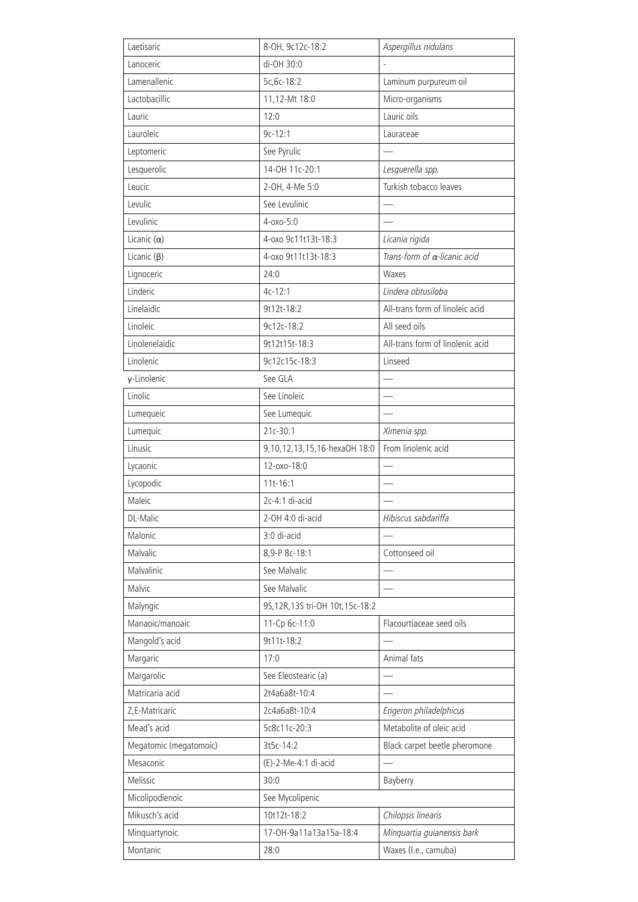| Laetisaric | 8-OH, 9c12c-18:2 | *Aspergillus nidulans* |
|---|---|---|
| Lanoceric | di-OH 30:0 | - |
| Lamenallenic | 5c,6c-18:2 | Laminum purpureum oil |
| Lactobacillic | 11,12-Mt 18:0 | Micro-organisms |
| Lauric | 12:0 | Lauric oils |
| Lauroleic | 9c-12:1 | Lauraceae |
| Leptomeric | See Pyrulic | — |
| Lesquerolic | 14-OH 11c-20:1 | *Lesquerella spp.* |
| Leucic | 2-OH, 4-Me 5:0 | Turkish tobacco leaves |
| Levulic | See Levulinic | — |
| Levulinic | 4-oxo-5:0 | — |
| Licanic (α) | 4-oxo 9c11t13t-18:3 | *Licania rigida* |
| Licanic (β) | 4-oxo 9t11t13t-18:3 | *Trans-form of α-licanic acid* |
| Lignoceric | 24:0 | Waxes |
| Linderic | 4c-12:1 | *Lindera obtusiloba* |
| Linelaidic | 9t12t-18:2 | All-trans form of linoleic acid |
| Linoleic | 9c12c-18:2 | All seed oils |
| Linolenelaidic | 9t12t15t-18:3 | All-trans form of linolenic acid |
| Linolenic | 9c12c15c-18:3 | Linseed |
| γ-Linolenic | See GLA | — |
| Linolic | See Linoleic | — |
| Lumequeic | See Lumequic | — |
| Lumequic | 21c-30:1 | *Ximenia spp.* |
| Linusic | 9,10,12,13,15,16-hexaOH 18:0 | From linolenic acid |
| Lycaonic | 12-oxo-18:0 | — |
| Lycopodic | 11t-16:1 | — |
| Maleic | 2c-4:1 di-acid | — |
| DL-Malic | 2-OH 4:0 di-acid | *Hibiscus sabdariffa* |
| Malonic | 3:0 di-acid | — |
| Malvalic | 8,9-P 8c-18:1 | Cottonseed oil |
| Malvalinic | See Malvalic | — |
| Malvic | See Malvalic | — |
| Malyngic | 9S,12R,13S tri-OH 10t,15c-18:2 | |
| Manaoic/manoaic | 11-Cp 6c-11:0 | Flacourtiaceae seed oils |
| Mangold's acid | 9t11t-18:2 | — |
| Margaric | 17:0 | Animal fats |
| Margarolic | See Eleostearic (a) | — |
| Matricaria acid | 2t4a6a8t-10:4 | — |
| Z,E-Matricaric | 2c4a6a8t-10:4 | *Erigeron philadelphicus* |
| Mead's acid | 5c8c11c-20:3 | Metabolite of oleic acid |
| Megatomic (megatomoic) | 3t5c-14:2 | Black carpet beetle pheromone |
| Mesaconic | (E)-2-Me-4:1 di-acid | — |
| Melissic | 30:0 | Bayberry |
| Micolipodienoic | See Mycolipenic | |
| Mikusch's acid | 10t12t-18:2 | *Chilopsis linearis* |
| Minquartynoic | 17-OH-9a11a13a15a-18:4 | *Minquartia guianensis bark* |
| Montanic | 28:0 | Waxes (I.e., carnuba) |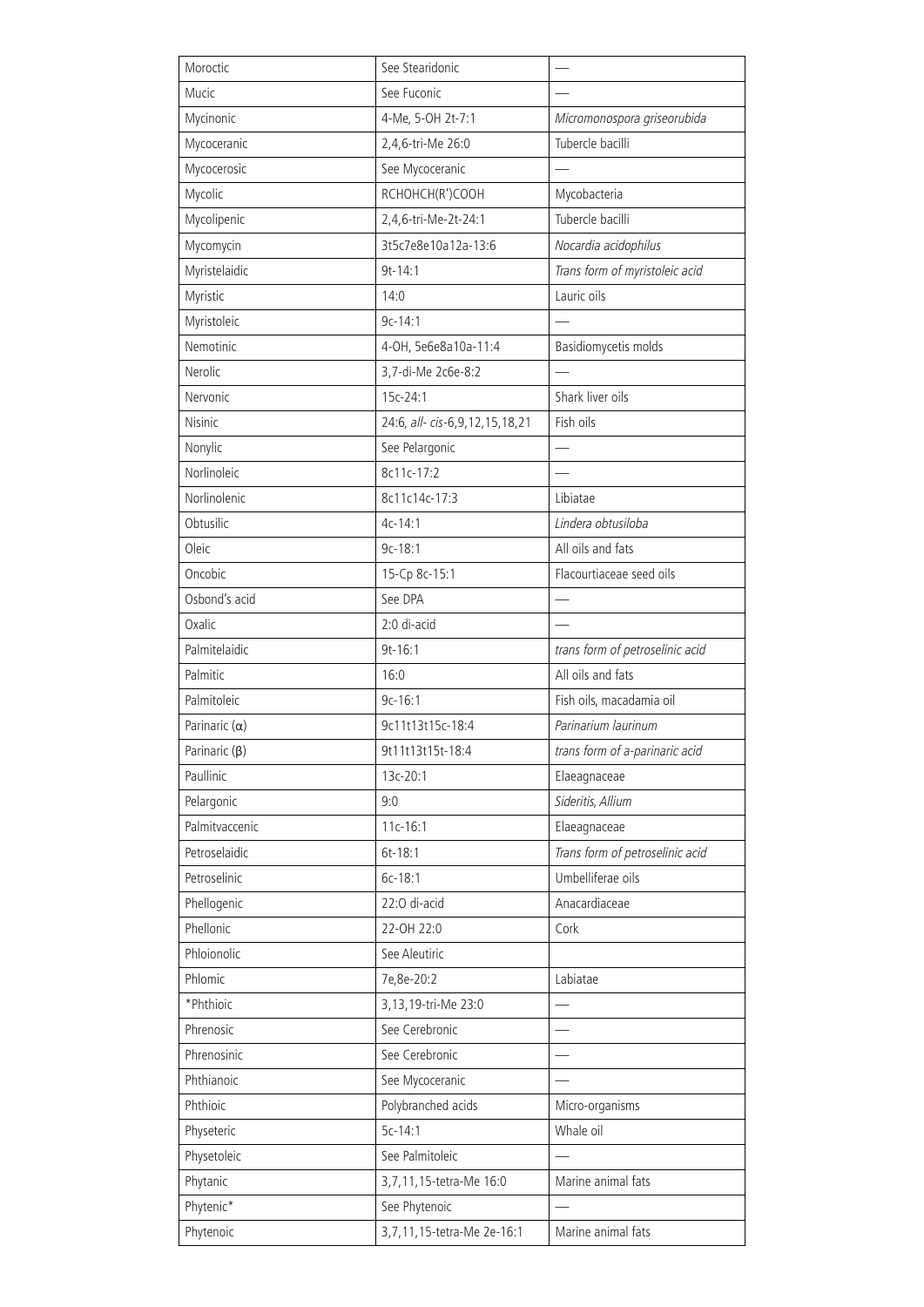| Moroctic | See Stearidonic | — |
|---|---|---|
| Mucic | See Fuconic | — |
| Mycinonic | 4-Me, 5-OH 2t-7:1 | *Micromonospora griseorubida* |
| Mycoceranic | 2,4,6-tri-Me 26:0 | Tubercle bacilli |
| Mycocerosic | See Mycoceranic | — |
| Mycolic | RCHOHCH(R')COOH | Mycobacteria |
| Mycolipenic | 2,4,6-tri-Me-2t-24:1 | Tubercle bacilli |
| Mycomycin | 3t5c7e8e10a12a-13:6 | *Nocardia acidophilus* |
| Myristelaidic | 9t-14:1 | *Trans form of myristoleic acid* |
| Myristic | 14:0 | Lauric oils |
| Myristoleic | 9c-14:1 | — |
| Nemotinic | 4-OH, 5e6e8a10a-11:4 | Basidiomycetis molds |
| Nerolic | 3,7-di-Me 2c6e-8:2 | — |
| Nervonic | 15c-24:1 | Shark liver oils |
| Nisinic | 24:6, *all- cis*-6,9,12,15,18,21 | Fish oils |
| Nonylic | See Pelargonic | — |
| Norlinoleic | 8c11c-17:2 | — |
| Norlinolenic | 8c11c14c-17:3 | Libiatae |
| Obtusilic | 4c-14:1 | *Lindera obtusiloba* |
| Oleic | 9c-18:1 | All oils and fats |
| Oncobic | 15-Cp 8c-15:1 | Flacourtiaceae seed oils |
| Osbond's acid | See DPA | — |
| Oxalic | 2:0 di-acid | — |
| Palmitelaidic | 9t-16:1 | *trans form of petroselinic acid* |
| Palmitic | 16:0 | All oils and fats |
| Palmitoleic | 9c-16:1 | Fish oils, macadamia oil |
| Parinaric (α) | 9c11t13t15c-18:4 | *Parinarium laurinum* |
| Parinaric (β) | 9t11t13t15t-18:4 | *trans form of a-parinaric acid* |
| Paullinic | 13c-20:1 | Elaeagnaceae |
| Pelargonic | 9:0 | *Sideritis, Allium* |
| Palmitvaccenic | 11c-16:1 | Elaeagnaceae |
| Petroselaidic | 6t-18:1 | *Trans form of petroselinic acid* |
| Petroselinic | 6c-18:1 | Umbelliferae oils |
| Phellogenic | 22:O di-acid | Anacardiaceae |
| Phellonic | 22-OH 22:0 | Cork |
| Phloionolic | See Aleutiric | |
| Phlomic | 7e,8e-20:2 | Labiatae |
| *Phthioic | 3,13,19-tri-Me 23:0 | — |
| Phrenosic | See Cerebronic | — |
| Phrenosinic | See Cerebronic | — |
| Phthianoic | See Mycoceranic | — |
| Phthioic | Polybranched acids | Micro-organisms |
| Physeteric | 5c-14:1 | Whale oil |
| Physetoleic | See Palmitoleic | — |
| Phytanic | 3,7,11,15-tetra-Me 16:0 | Marine animal fats |
| Phytenic* | See Phytenoic | — |
| Phytenoic | 3,7,11,15-tetra-Me 2e-16:1 | Marine animal fats |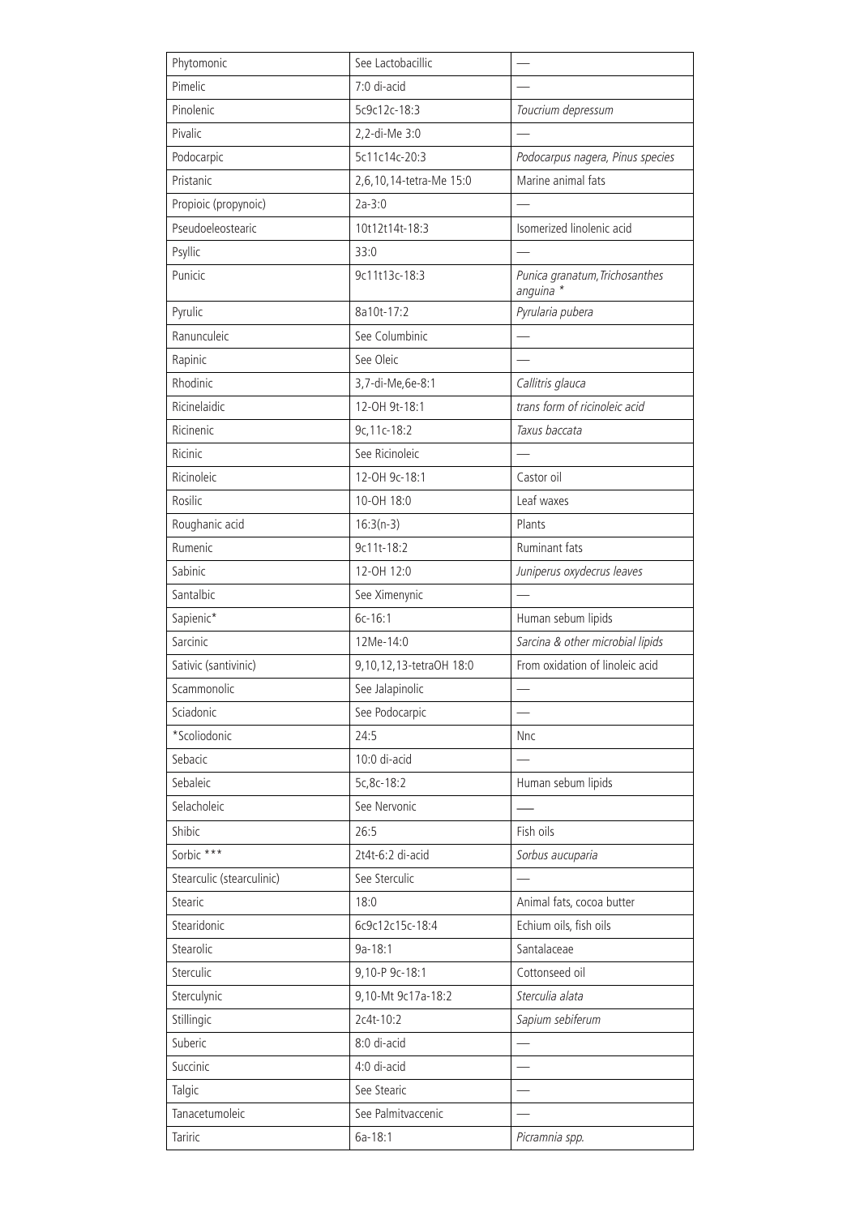| Phytomonic | See Lactobacillic | — |
|---|---|---|
| Pimelic | 7:0 di-acid | — |
| Pinolenic | 5c9c12c-18:3 | *Toucrium depressum* |
| Pivalic | 2,2-di-Me 3:0 | — |
| Podocarpic | 5c11c14c-20:3 | *Podocarpus nagera, Pinus species* |
| Pristanic | 2,6,10,14-tetra-Me 15:0 | Marine animal fats |
| Propioic (propynoic) | 2a-3:0 | — |
| Pseudoeleostearic | 10t12t14t-18:3 | Isomerized linolenic acid |
| Psyllic | 33:0 | — |
| Punicic | 9c11t13c-18:3 | *Punica granatum, Trichosanthes anguina* * |
| Pyrulic | 8a10t-17:2 | *Pyrularia pubera* |
| Ranunculeic | See Columbinic | — |
| Rapinic | See Oleic | — |
| Rhodinic | 3,7-di-Me,6e-8:1 | *Callitris glauca* |
| Ricinelaidic | 12-OH 9t-18:1 | *trans form of ricinoleic acid* |
| Ricinenic | 9c,11c-18:2 | *Taxus baccata* |
| Ricinic | See Ricinoleic | — |
| Ricinoleic | 12-OH 9c-18:1 | Castor oil |
| Rosilic | 10-OH 18:0 | Leaf waxes |
| Roughanic acid | 16:3(n-3) | Plants |
| Rumenic | 9c11t-18:2 | Ruminant fats |
| Sabinic | 12-OH 12:0 | *Juniperus oxydecrus leaves* |
| Santalbic | See Ximenynic | — |
| Sapienic* | 6c-16:1 | Human sebum lipids |
| Sarcinic | 12Me-14:0 | *Sarcina & other microbial lipids* |
| Sativic (santivinic) | 9,10,12,13-tetraOH 18:0 | From oxidation of linoleic acid |
| Scammonolic | See Jalapinolic | — |
| Sciadonic | See Podocarpic | — |
| *Scoliodonic | 24:5 | Nnc |
| Sebacic | 10:0 di-acid | — |
| Sebaleic | 5c,8c-18:2 | Human sebum lipids |
| Selacholeic | See Nervonic | — |
| Shibic | 26:5 | Fish oils |
| Sorbic *** | 2t4t-6:2 di-acid | *Sorbus aucuparia* |
| Stearculic (stearculinic) | See Sterculic | — |
| Stearic | 18:0 | Animal fats, cocoa butter |
| Stearidonic | 6c9c12c15c-18:4 | Echium oils, fish oils |
| Stearolic | 9a-18:1 | Santalaceae |
| Sterculic | 9,10-P 9c-18:1 | Cottonseed oil |
| Sterculynic | 9,10-Mt 9c17a-18:2 | *Sterculia alata* |
| Stillingic | 2c4t-10:2 | *Sapium sebiferum* |
| Suberic | 8:0 di-acid | — |
| Succinic | 4:0 di-acid | — |
| Talgic | See Stearic | — |
| Tanacetumoleic | See Palmitvaccenic | — |
| Tariric | 6a-18:1 | *Picramnia spp.* |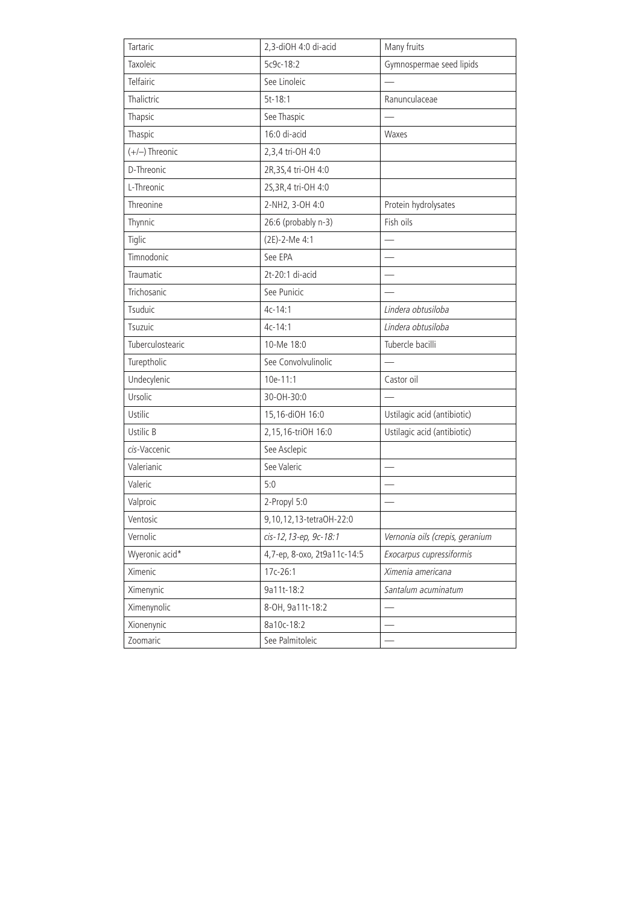| Tartaric | 2,3-diOH 4:0 di-acid | Many fruits |
|---|---|---|
| Taxoleic | 5c9c-18:2 | Gymnospermae seed lipids |
| Telfairic | See Linoleic | — |
| Thalictric | 5t-18:1 | Ranunculaceae |
| Thapsic | See Thaspic | — |
| Thaspic | 16:0 di-acid | Waxes |
| (+/–) Threonic | 2,3,4 tri-OH 4:0 | |
| D-Threonic | 2R,3S,4 tri-OH 4:0 | |
| L-Threonic | 2S,3R,4 tri-OH 4:0 | |
| Threonine | 2-NH2, 3-OH 4:0 | Protein hydrolysates |
| Thynnic | 26:6 (probably n-3) | Fish oils |
| Tiglic | (2E)-2-Me 4:1 | — |
| Timnodonic | See EPA | — |
| Traumatic | 2t-20:1 di-acid | — |
| Trichosanic | See Punicic | — |
| Tsuduic | 4c-14:1 | *Lindera obtusiloba* |
| Tsuzuic | 4c-14:1 | *Lindera obtusiloba* |
| Tuberculostearic | 10-Me 18:0 | Tubercle bacilli |
| Tureptholic | See Convolvulinolic | — |
| Undecylenic | 10e-11:1 | Castor oil |
| Ursolic | 30-OH-30:0 | — |
| Ustilic | 15,16-diOH 16:0 | Ustilagic acid (antibiotic) |
| Ustilic B | 2,15,16-triOH 16:0 | Ustilagic acid (antibiotic) |
| *cis*-Vaccenic | See Asclepic | |
| Valerianic | See Valeric | — |
| Valeric | 5:0 | — |
| Valproic | 2-Propyl 5:0 | — |
| Ventosic | 9,10,12,13-tetraOH-22:0 | |
| Vernolic | *cis-12,13-ep, 9c-18:1* | *Vernonia oils (crepis, geranium* |
| Wyeronic acid* | 4,7-ep, 8-oxo, 2t9a11c-14:5 | *Exocarpus cupressiformis* |
| Ximenic | 17c-26:1 | *Ximenia americana* |
| Ximenynic | 9a11t-18:2 | *Santalum acuminatum* |
| Ximenynolic | 8-OH, 9a11t-18:2 | — |
| Xionenynic | 8a10c-18:2 | — |
| Zoomaric | See Palmitoleic | — |